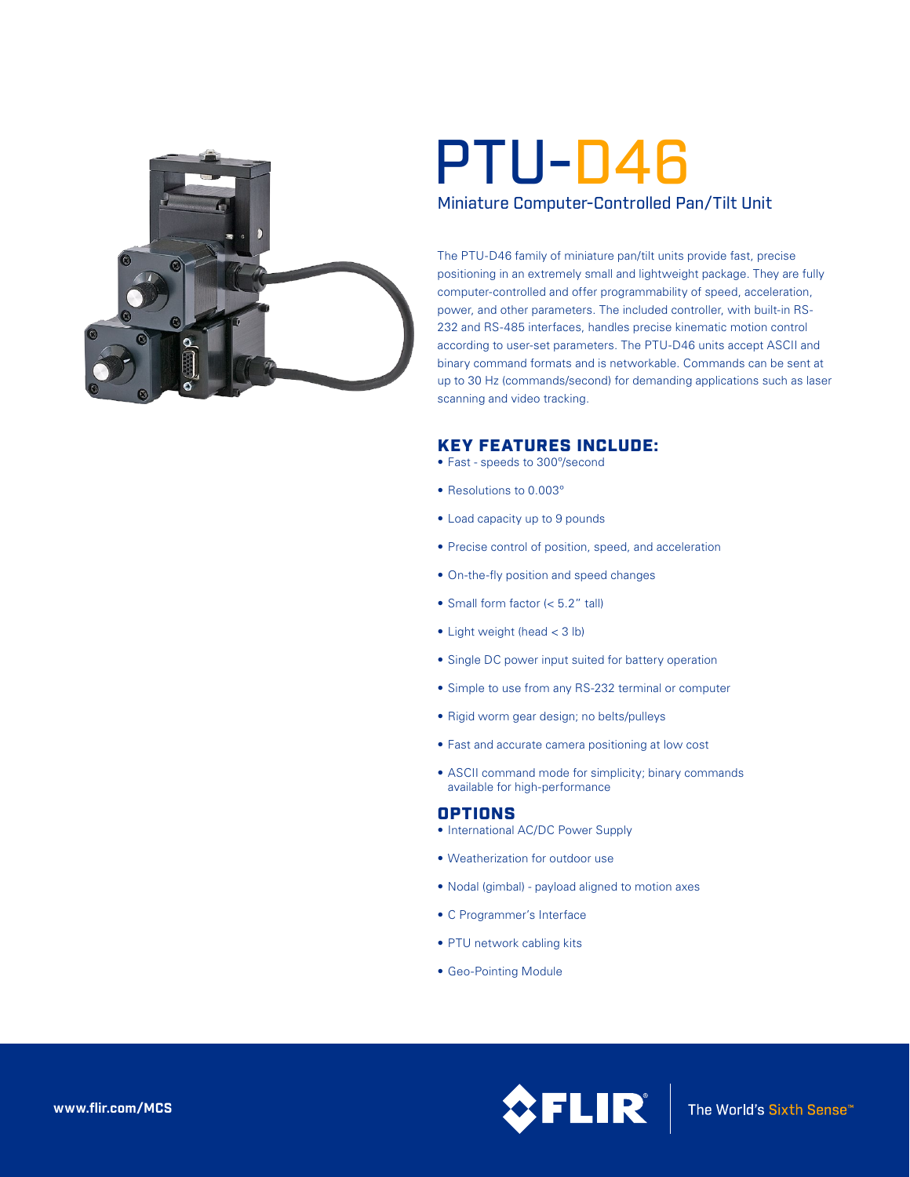# PTU-D46

## Miniature Computer-Controlled Pan/Tilt Unit

The PTU-D46 family of miniature pan/tilt units provide fast, precise positioning in an extremely small and lightweight package. They are fully computer-controlled and offer programmability of speed, acceleration, power, and other parameters. The included controller, with built-in RS-232 and RS-485 interfaces, handles precise kinematic motion control according to user-set parameters. The PTU-D46 units accept ASCII and binary command formats and is networkable. Commands can be sent at up to 30 Hz (commands/second) for demanding applications such as laser scanning and video tracking.

## KEY FEATURES INCLUDE:

- Fast - speeds to 300°/second
- Resolutions to 0.003°
- Load capacity up to 9 pounds
- Precise control of position, speed, and acceleration
- On-the-fly position and speed changes
- Small form factor (< 5.2" tall)
- Light weight (head < 3 lb)
- Single DC power input suited for battery operation
- Simple to use from any RS-232 terminal or computer
- Rigid worm gear design; no belts/pulleys
- Fast and accurate camera positioning at low cost
- ASCII command mode for simplicity; binary commands available for high-performance

## OPTIONS

- International AC/DC Power Supply
- Weatherization for outdoor use
- Nodal (gimbal) - payload aligned to motion axes
- C Programmer's Interface
- PTU network cabling kits
- Geo-Pointing Module

www.flir.com/MCS

FLIR The World's Sixth Sense™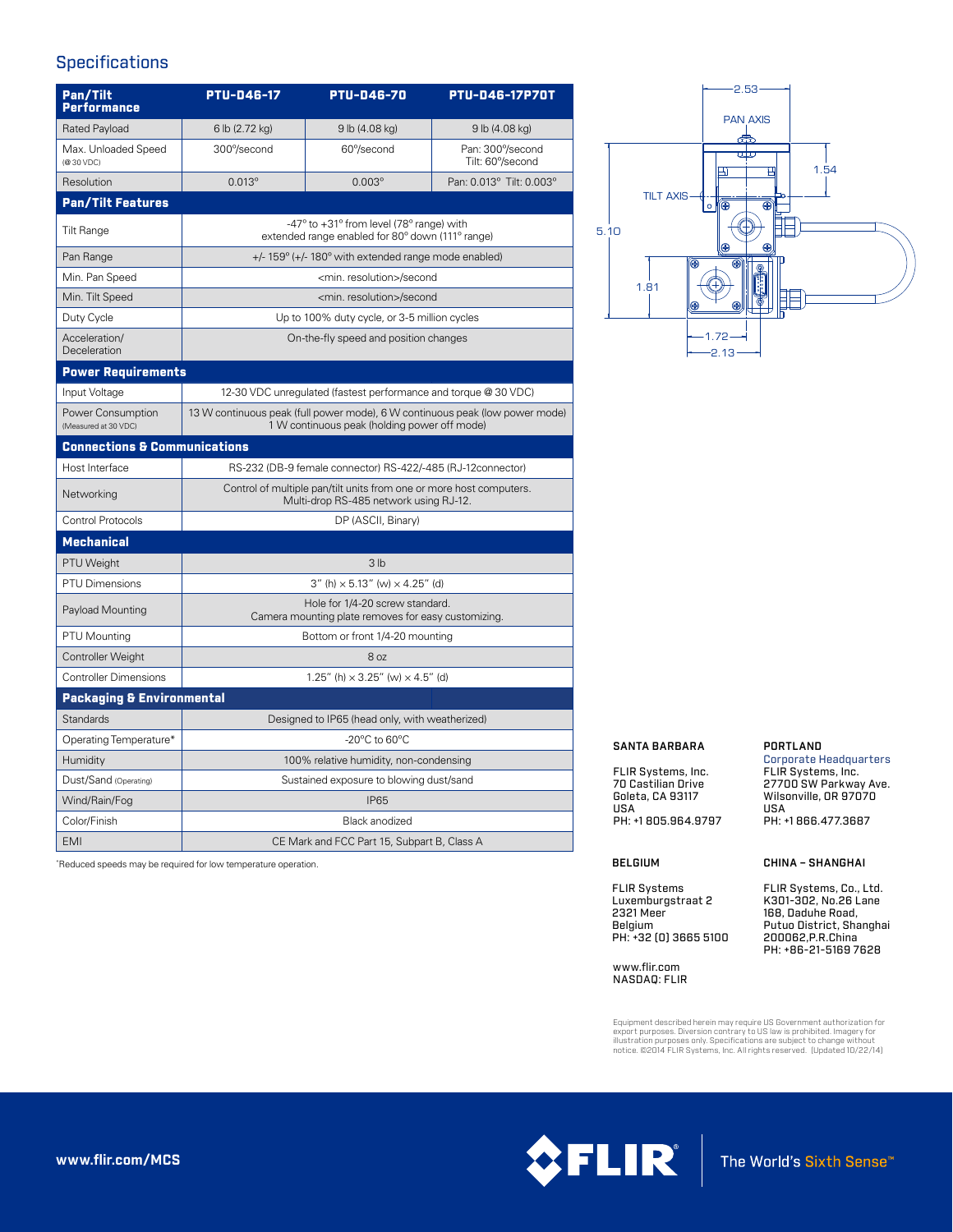## Specifications

| Pan/Tilt Performance | PTU-D46-17 | PTU-D46-70 | PTU-D46-17P70T |
|---|---|---|---|
| Rated Payload | 6 lb (2.72 kg) | 9 lb (4.08 kg) | 9 lb (4.08 kg) |
| Max. Unloaded Speed (@ 30 VDC) | 300°/second | 60°/second | Pan: 300°/second Tilt: 60°/second |
| Resolution | 0.013° | 0.003° | Pan: 0.013° Tilt: 0.003° |
| **Pan/Tilt Features** | | | |
| Tilt Range | -47° to +31° from level (78° range) with extended range enabled for 80° down (111° range) | | |
| Pan Range | +/- 159° (+/- 180° with extended range mode enabled) | | |
| Min. Pan Speed | <min. resolution>/second | | |
| Min. Tilt Speed | <min. resolution>/second | | |
| Duty Cycle | Up to 100% duty cycle, or 3-5 million cycles | | |
| Acceleration/ Deceleration | On-the-fly speed and position changes | | |
| **Power Requirements** | | | |
| Input Voltage | 12-30 VDC unregulated (fastest performance and torque @ 30 VDC) | | |
| Power Consumption (Measured at 30 VDC) | 13 W continuous peak (full power mode), 6 W continuous peak (low power mode) 1 W continuous peak (holding power off mode) | | |
| **Connections & Communications** | | | |
| Host Interface | RS-232 (DB-9 female connector) RS-422/-485 (RJ-12connector) | | |
| Networking | Control of multiple pan/tilt units from one or more host computers. Multi-drop RS-485 network using RJ-12. | | |
| Control Protocols | DP (ASCII, Binary) | | |
| **Mechanical** | | | |
| PTU Weight | 3 lb | | |
| PTU Dimensions | 3" (h) x 5.13" (w) x 4.25" (d) | | |
| Payload Mounting | Hole for 1/4-20 screw standard. Camera mounting plate removes for easy customizing. | | |
| PTU Mounting | Bottom or front 1/4-20 mounting | | |
| Controller Weight | 8 oz | | |
| Controller Dimensions | 1.25" (h) x 3.25" (w) x 4.5" (d) | | |
| **Packaging & Environmental** | | | |
| Standards | Designed to IP65 (head only, with weatherized) | | |
| Operating Temperature* | -20°C to 60°C | | |
| Humidity | 100% relative humidity, non-condensing | | |
| Dust/Sand (Operating) | Sustained exposure to blowing dust/sand | | |
| Wind/Rain/Fog | IP65 | | |
| Color/Finish | Black anodized | | |
| EMI | CE Mark and FCC Part 15, Subpart B, Class A | | |

*Reduced speeds may be required for low temperature operation.

2.53
PAN AXIS
1.54
TILT AXIS
5.10
1.81
1.72
2.13

**SANTA BARBARA**

FLIR Systems, Inc.
70 Castilian Drive
Goleta, CA 93117
USA
PH: +1 805.964.9797

**PORTLAND**
Corporate Headquarters
FLIR Systems, Inc.
27700 SW Parkway Ave.
Wilsonville, OR 97070
USA
PH: +1 866.477.3687

**BELGIUM**

FLIR Systems
Luxemburgstraat 2
2321 Meer
Belgium
PH: +32 (0) 3665 5100

**CHINA – SHANGHAI**

FLIR Systems, Co., Ltd.
K301-302, No.26 Lane
168, Daduhe Road,
Putuo District, Shanghai
200062,P.R.China
PH: +86-21-5169 7628

www.flir.com
NASDAQ: FLIR

Equipment described herein may require US Government authorization for export purposes. Diversion contrary to US law is prohibited. Imagery for illustration purposes only. Specifications are subject to change without notice. ©2014 FLIR Systems, Inc. All rights reserved. (Updated 10/22/14)

www.flir.com/MCS

FLIR

The World's Sixth Sense™